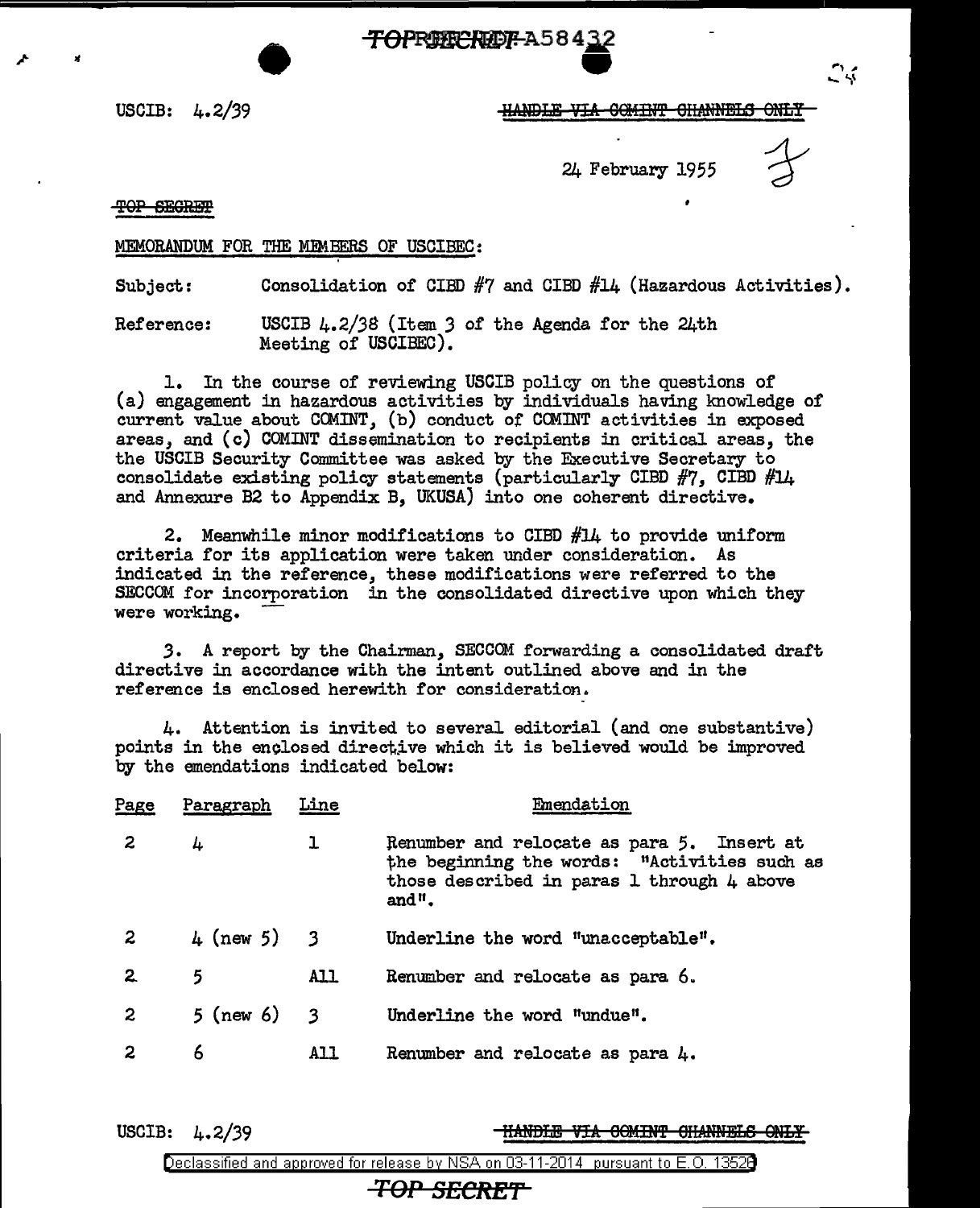USCIB: 4.2/39

~~HANDLE VIA COMINT CHANNELS ONLY~~

24 February 1955

~~TOP SECRET~~

MEMORANDUM FOR THE MEMBERS OF USCIBEC:

Subject: Consolidation of CIBD #7 and CIBD #14 (Hazardous Activities).

Reference: USCIB 4.2/38 (Item 3 of the Agenda for the 24th Meeting of USCIBEC).

1. In the course of reviewing USCIB policy on the questions of (a) engagement in hazardous activities by individuals having knowledge of current value about COMINT, (b) conduct of COMINT activities in exposed areas, and (c) COMINT dissemination to recipients in critical areas, the the USCIB Security Committee was asked by the Executive Secretary to consolidate existing policy statements (particularly CIBD #7, CIBD #14 and Annexure B2 to Appendix B, UKUSA) into one coherent directive.

2. Meanwhile minor modifications to CIBD #14 to provide uniform criteria for its application were taken under consideration. As indicated in the reference, these modifications were referred to the SECCOM for incorporation in the consolidated directive upon which they were working.

3. A report by the Chairman, SECCOM forwarding a consolidated draft directive in accordance with the intent outlined above and in the reference is enclosed herewith for consideration.

4. Attention is invited to several editorial (and one substantive) points in the enclosed directive which it is believed would be improved by the emendations indicated below:

| Page | Paragraph | Line | Emendation |
|---|---|---|---|
| 2 | 4 | 1 | Renumber and relocate as para 5. Insert at the beginning the words: "Activities such as those described in paras 1 through 4 above and". |
| 2 | 4 (new 5) | 3 | Underline the word "unacceptable". |
| 2 | 5 | All | Renumber and relocate as para 6. |
| 2 | 5 (new 6) | 3 | Underline the word "undue". |
| 2 | 6 | All | Renumber and relocate as para 4. |

USCIB: 4.2/39

~~HANDLE VIA COMINT CHANNELS ONLY~~

Declassified and approved for release by NSA on 03-11-2014 pursuant to E.O. 13526

~~TOP SECRET~~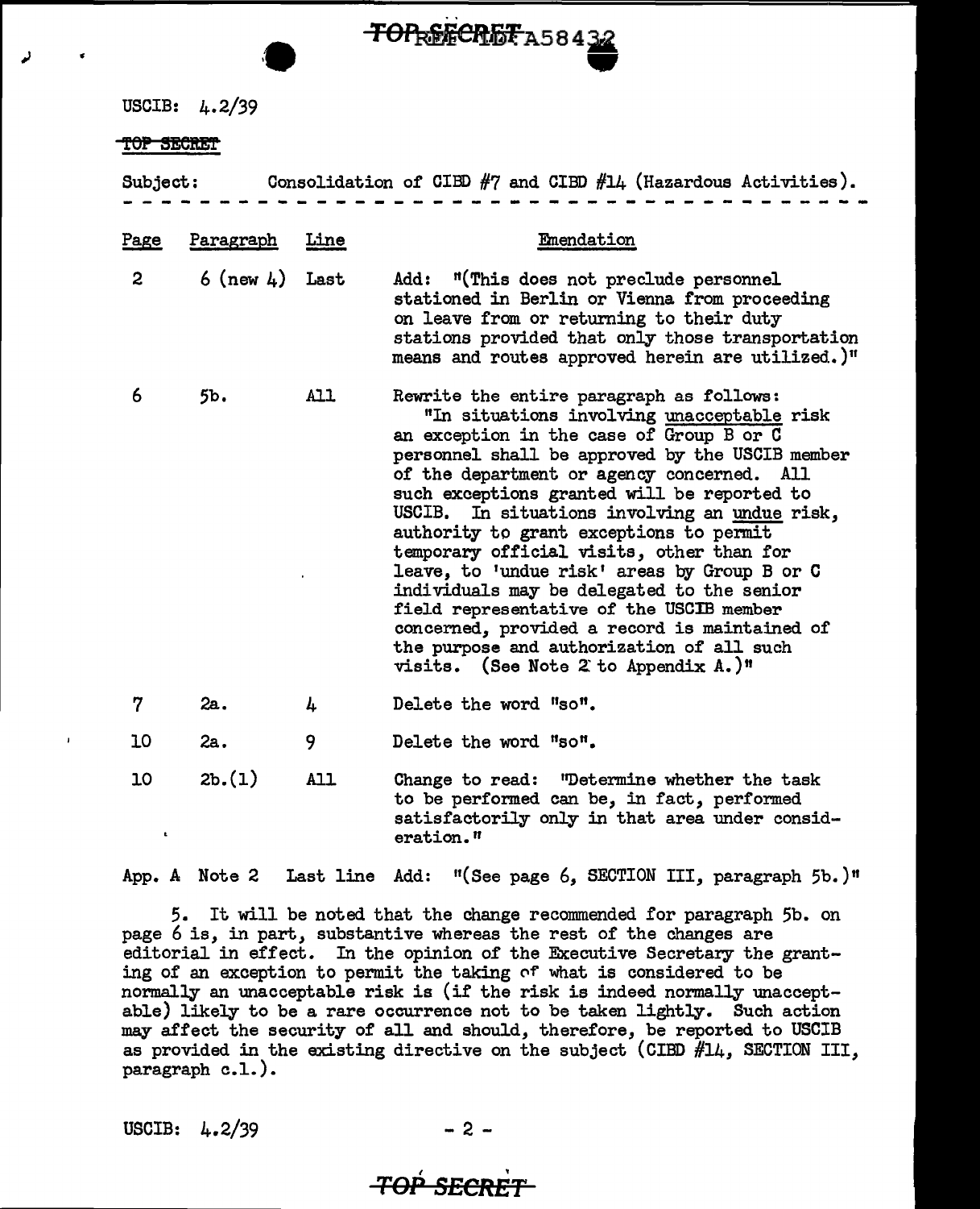USCIB: 4.2/39

~~TOP SECRET~~

Subject: Consolidation of CIBD #7 and CIBD #14 (Hazardous Activities).

| Page | Paragraph | Line | Emendation |
|---|---|---|---|
| 2 | 6 (new 4) | Last | Add: "(This does not preclude personnel stationed in Berlin or Vienna from proceeding on leave from or returning to their duty stations provided that only those transportation means and routes approved herein are utilized.)" |
| 6 | 5b. | All | Rewrite the entire paragraph as follows: "In situations involving <u>unacceptable</u> risk an exception in the case of Group B or C personnel shall be approved by the USCIB member of the department or agency concerned. All such exceptions granted will be reported to USCIB. In situations involving an <u>undue</u> risk, authority to grant exceptions to permit temporary official visits, other than for leave, to 'undue risk' areas by Group B or C individuals may be delegated to the senior field representative of the USCIB member concerned, provided a record is maintained of the purpose and authorization of all such visits. (See Note 2 to Appendix A.)" |
| 7 | 2a. | 4 | Delete the word "so". |
| 10 | 2a. | 9 | Delete the word "so". |
| 10 | 2b.(1) | All | Change to read: "Determine whether the task to be performed can be, in fact, performed satisfactorily only in that area under consideration." |
| App. A | Note 2 | Last line | Add: "(See page 6, SECTION III, paragraph 5b.)" |

5. It will be noted that the change recommended for paragraph 5b. on page 6 is, in part, substantive whereas the rest of the changes are editorial in effect. In the opinion of the Executive Secretary the granting of an exception to permit the taking of what is considered to be normally an unacceptable risk is (if the risk is indeed normally unacceptable) likely to be a rare occurrence not to be taken lightly. Such action may affect the security of all and should, therefore, be reported to USCIB as provided in the existing directive on the subject (CIBD #14, SECTION III, paragraph c.1.).

USCIB: 4.2/39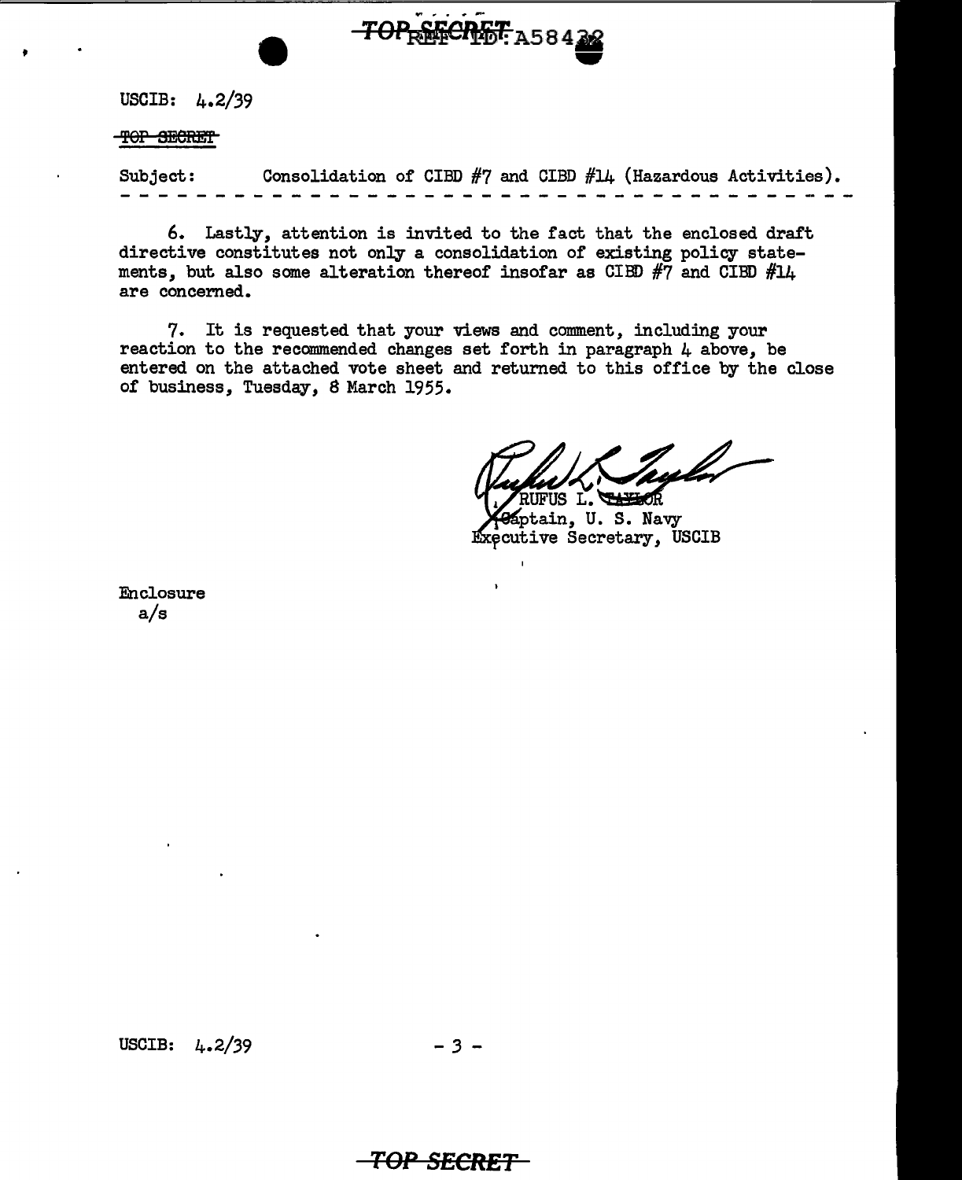USCIB: 4.2/39

~~TOP SECRET~~

Subject: Consolidation of CIBD #7 and CIBD #14 (Hazardous Activities).

- - - - - - - - - - - - - - - - - - - - - - - - - - - - - - - - - - - - - - - - - - - -

6. Lastly, attention is invited to the fact that the enclosed draft directive constitutes not only a consolidation of existing policy statements, but also some alteration thereof insofar as CIBD #7 and CIBD #14 are concerned.

7. It is requested that your views and comment, including your reaction to the recommended changes set forth in paragraph 4 above, be entered on the attached vote sheet and returned to this office by the close of business, Tuesday, 8 March 1955.

RUFUS L. TAYLOR
Captain, U. S. Navy
Executive Secretary, USCIB

Enclosure
a/s

USCIB: 4.2/39

TOP SECRET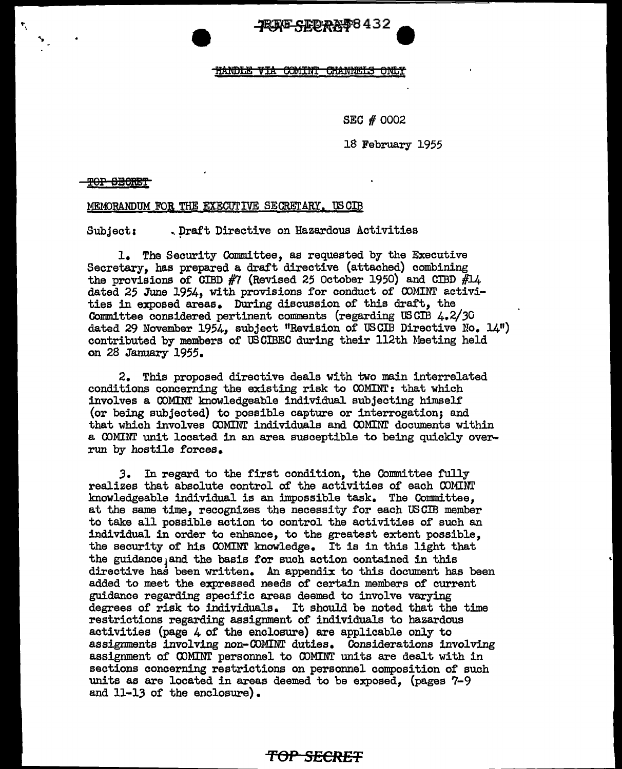HANDLE VIA COMINT CHANNELS ONLY

SEC # 0002

18 February 1955

TOP SECRET

MEMORANDUM FOR THE EXECUTIVE SECRETARY, USCIB

Subject: Draft Directive on Hazardous Activities

1. The Security Committee, as requested by the Executive Secretary, has prepared a draft directive (attached) combining the provisions of CIBD #7 (Revised 25 October 1950) and CIBD #14 dated 25 June 1954, with provisions for conduct of COMINT activities in exposed areas. During discussion of this draft, the Committee considered pertinent comments (regarding USCIB 4.2/30 dated 29 November 1954, subject "Revision of USCIB Directive No. 14") contributed by members of USCIBEC during their 112th Meeting held on 28 January 1955.

2. This proposed directive deals with two main interrelated conditions concerning the existing risk to COMINT: that which involves a COMINT knowledgeable individual subjecting himself (or being subjected) to possible capture or interrogation; and that which involves COMINT individuals and COMINT documents within a COMINT unit located in an area susceptible to being quickly overrun by hostile forces.

3. In regard to the first condition, the Committee fully realizes that absolute control of the activities of each COMINT knowledgeable individual is an impossible task. The Committee, at the same time, recognizes the necessity for each USCIB member to take all possible action to control the activities of such an individual in order to enhance, to the greatest extent possible, the security of his COMINT knowledge. It is in this light that the guidance and the basis for such action contained in this directive has been written. An appendix to this document has been added to meet the expressed needs of certain members of current guidance regarding specific areas deemed to involve varying degrees of risk to individuals. It should be noted that the time restrictions regarding assignment of individuals to hazardous activities (page 4 of the enclosure) are applicable only to assignments involving non-COMINT duties. Considerations involving assignment of COMINT personnel to COMINT units are dealt with in sections concerning restrictions on personnel composition of such units as are located in areas deemed to be exposed, (pages 7-9 and 11-13 of the enclosure).

TOP SECRET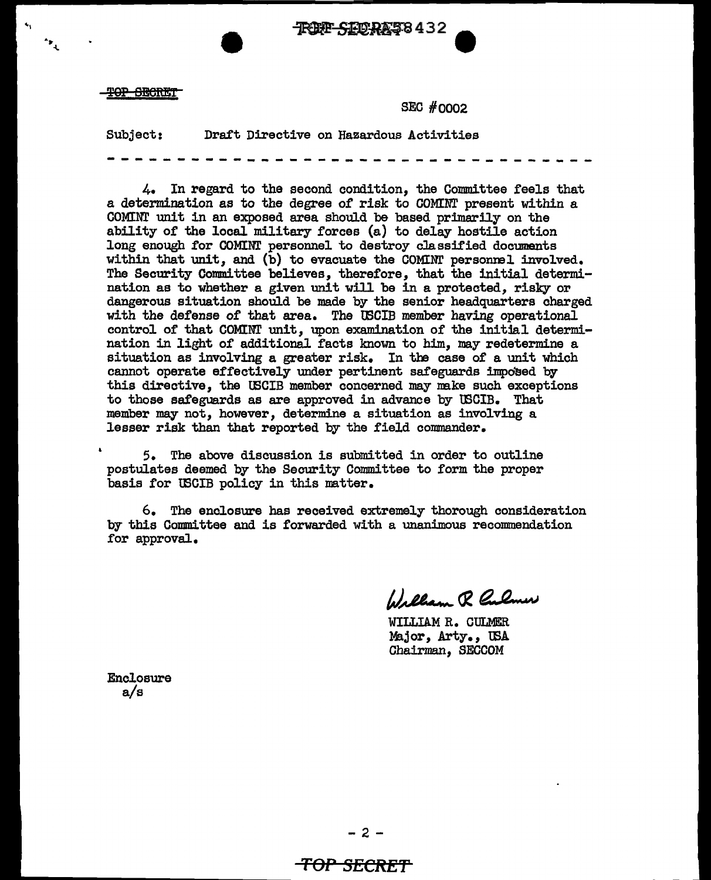SEC #0002

Subject: Draft Directive on Hazardous Activities

4. In regard to the second condition, the Committee feels that a determination as to the degree of risk to COMINT present within a COMINT unit in an exposed area should be based primarily on the ability of the local military forces (a) to delay hostile action long enough for COMINT personnel to destroy classified documents within that unit, and (b) to evacuate the COMINT personnel involved. The Security Committee believes, therefore, that the initial determination as to whether a given unit will be in a protected, risky or dangerous situation should be made by the senior headquarters charged with the defense of that area. The USCIB member having operational control of that COMINT unit, upon examination of the initial determination in light of additional facts known to him, may redetermine a situation as involving a greater risk. In the case of a unit which cannot operate effectively under pertinent safeguards imposed by this directive, the USCIB member concerned may make such exceptions to those safeguards as are approved in advance by USCIB. That member may not, however, determine a situation as involving a lesser risk than that reported by the field commander.

5. The above discussion is submitted in order to outline postulates deemed by the Security Committee to form the proper basis for USCIB policy in this matter.

6. The enclosure has received extremely thorough consideration by this Committee and is forwarded with a unanimous recommendation for approval.

William R. Culmer

WILLIAM R. CULMER
Major, Arty., USA
Chairman, SECCOM

Enclosure
a/s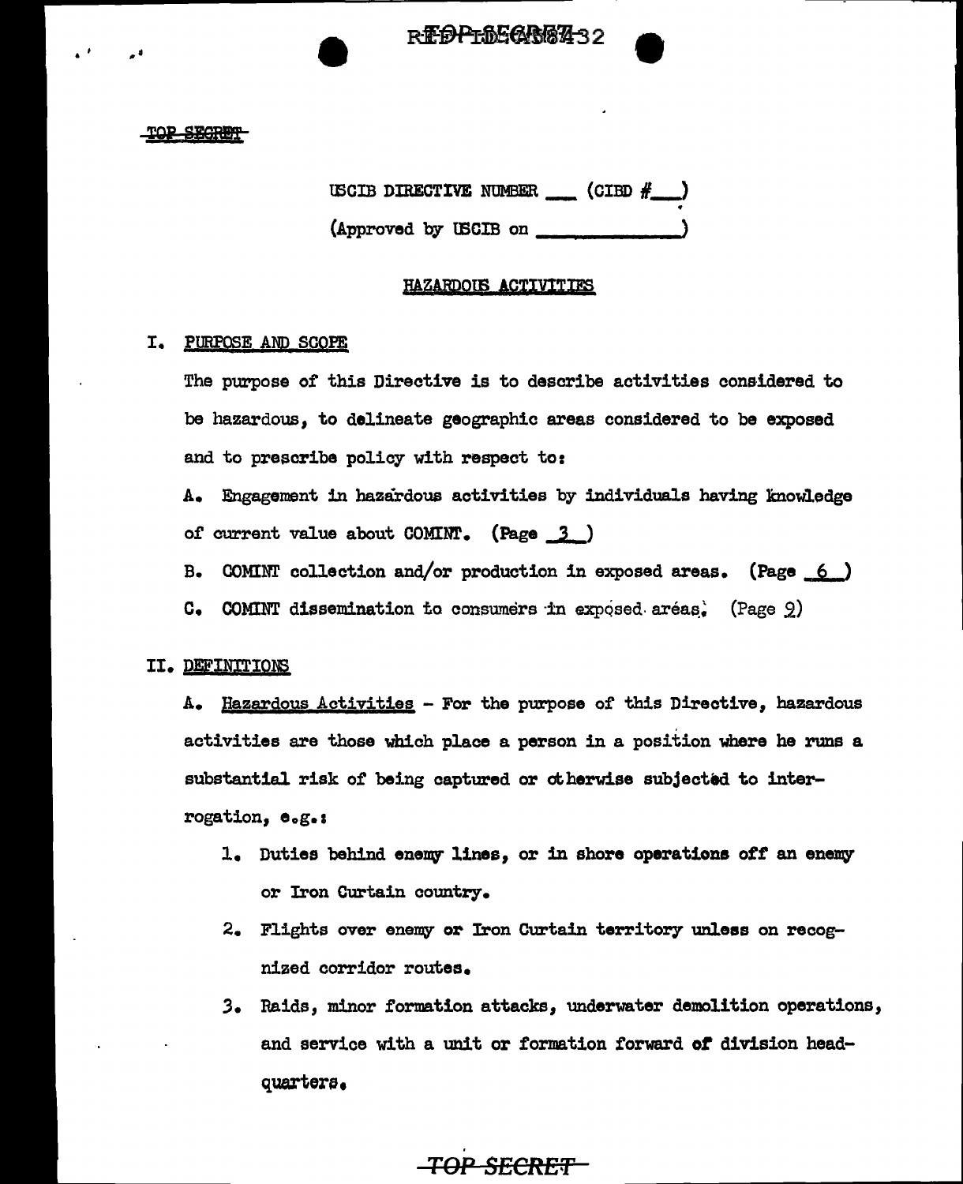TOP SECRET

USCIB DIRECTIVE NUMBER ___ (CIBD #___)

(Approved by USCIB on _____________)

## HAZARDOUS ACTIVITIES

### I. PURPOSE AND SCOPE

The purpose of this Directive is to describe activities considered to be hazardous, to delineate geographic areas considered to be exposed and to prescribe policy with respect to:

A. Engagement in hazardous activities by individuals having knowledge of current value about COMINT. (Page 3)

B. COMINT collection and/or production in exposed areas. (Page 6)

C. COMINT dissemination to consumers in exposed areas. (Page 9)

### II. DEFINITIONS

A. Hazardous Activities - For the purpose of this Directive, hazardous activities are those which place a person in a position where he runs a substantial risk of being captured or otherwise subjected to interrogation, e.g.:

1. Duties behind enemy lines, or in shore operations off an enemy or Iron Curtain country.
2. Flights over enemy or Iron Curtain territory unless on recognized corridor routes.
3. Raids, minor formation attacks, underwater demolition operations, and service with a unit or formation forward of division headquarters.

TOP SECRET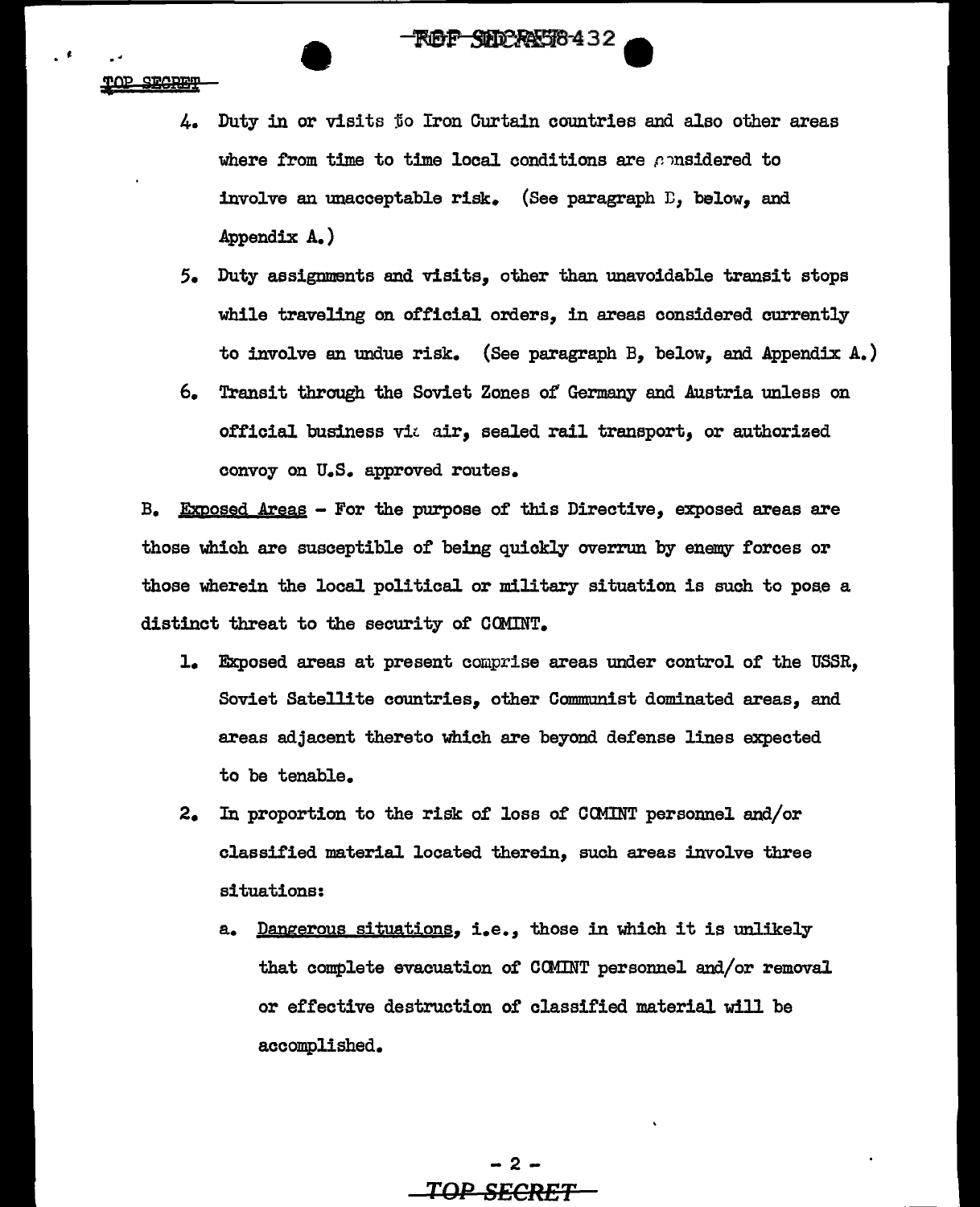4. Duty in or visits to Iron Curtain countries and also other areas where from time to time local conditions are considered to involve an unacceptable risk. (See paragraph B, below, and Appendix A.)

5. Duty assignments and visits, other than unavoidable transit stops while traveling on official orders, in areas considered currently to involve an undue risk. (See paragraph B, below, and Appendix A.)

6. Transit through the Soviet Zones of Germany and Austria unless on official business via air, sealed rail transport, or authorized convoy on U.S. approved routes.

B. Exposed Areas - For the purpose of this Directive, exposed areas are those which are susceptible of being quickly overrun by enemy forces or those wherein the local political or military situation is such to pose a distinct threat to the security of COMINT.

1. Exposed areas at present comprise areas under control of the USSR, Soviet Satellite countries, other Communist dominated areas, and areas adjacent thereto which are beyond defense lines expected to be tenable.

2. In proportion to the risk of loss of COMINT personnel and/or classified material located therein, such areas involve three situations:

   a. Dangerous situations, i.e., those in which it is unlikely that complete evacuation of COMINT personnel and/or removal or effective destruction of classified material will be accomplished.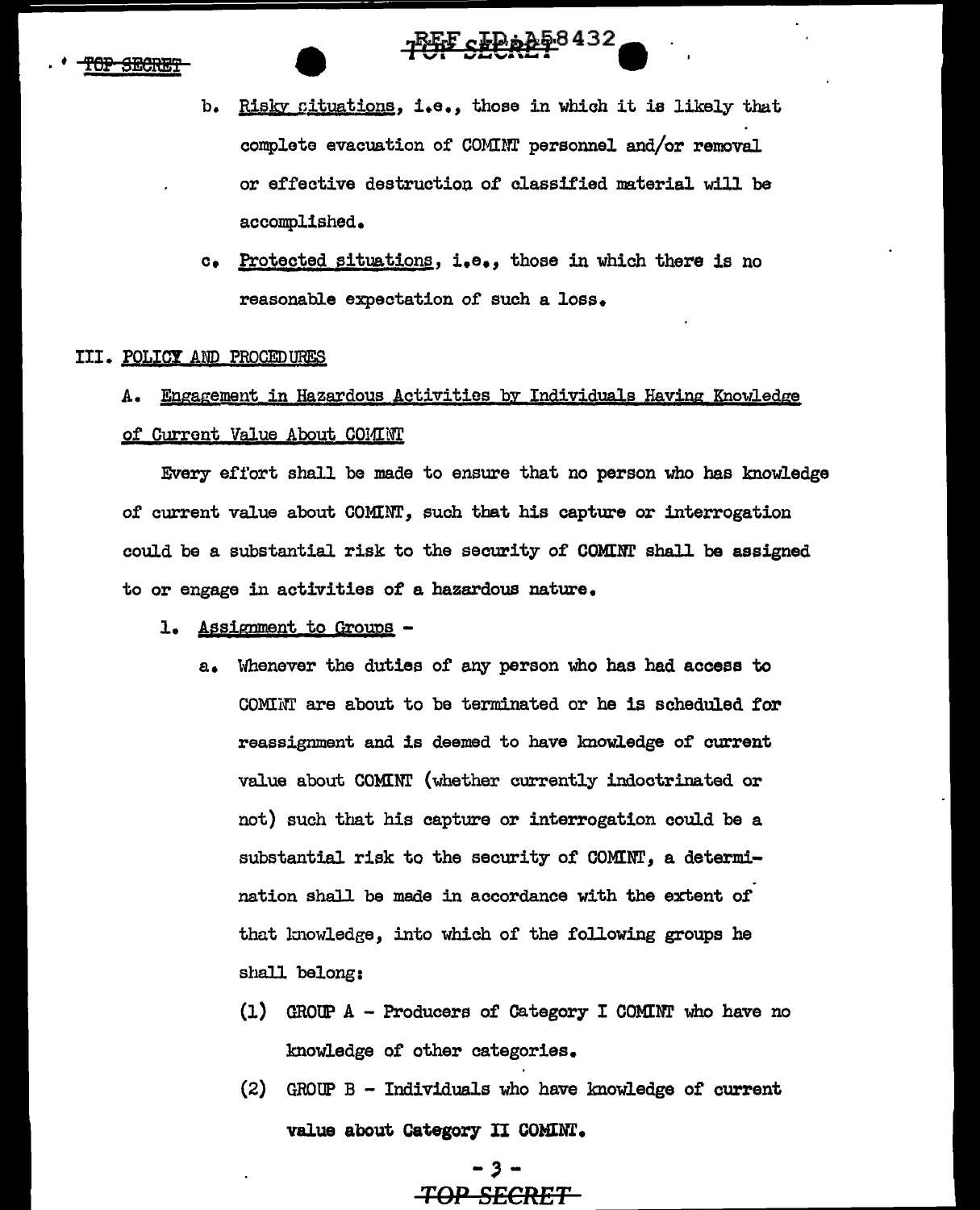b. Risky situations, i.e., those in which it is likely that complete evacuation of COMINT personnel and/or removal or effective destruction of classified material will be accomplished.

c. Protected situations, i.e., those in which there is no reasonable expectation of such a loss.

III. POLICY AND PROCEDURES

A. Engagement in Hazardous Activities by Individuals Having Knowledge of Current Value About COMINT

Every effort shall be made to ensure that no person who has knowledge of current value about COMINT, such that his capture or interrogation could be a substantial risk to the security of COMINT shall be assigned to or engage in activities of a hazardous nature.

1. Assignment to Groups -

a. Whenever the duties of any person who has had access to COMINT are about to be terminated or he is scheduled for reassignment and is deemed to have knowledge of current value about COMINT (whether currently indoctrinated or not) such that his capture or interrogation could be a substantial risk to the security of COMINT, a determination shall be made in accordance with the extent of that knowledge, into which of the following groups he shall belong:

(1) GROUP A - Producers of Category I COMINT who have no knowledge of other categories.

(2) GROUP B - Individuals who have knowledge of current value about Category II COMINT.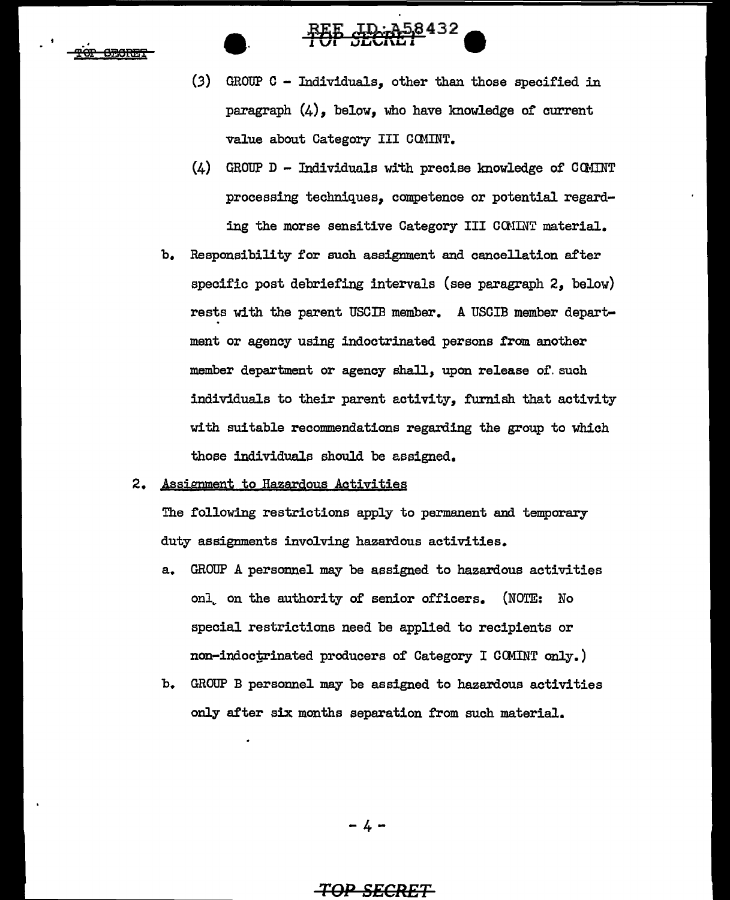(3) GROUP C - Individuals, other than those specified in paragraph (4), below, who have knowledge of current value about Category III COMINT.

(4) GROUP D - Individuals with precise knowledge of COMINT processing techniques, competence or potential regarding the morse sensitive Category III COMINT material.

b. Responsibility for such assignment and cancellation after specific post debriefing intervals (see paragraph 2, below) rests with the parent USCIB member. A USCIB member department or agency using indoctrinated persons from another member department or agency shall, upon release of such individuals to their parent activity, furnish that activity with suitable recommendations regarding the group to which those individuals should be assigned.

2. Assignment to Hazardous Activities

The following restrictions apply to permanent and temporary duty assignments involving hazardous activities.

a. GROUP A personnel may be assigned to hazardous activities onl. on the authority of senior officers. (NOTE: No special restrictions need be applied to recipients or non-indoctrinated producers of Category I COMINT only.)

b. GROUP B personnel may be assigned to hazardous activities only after six months separation from such material.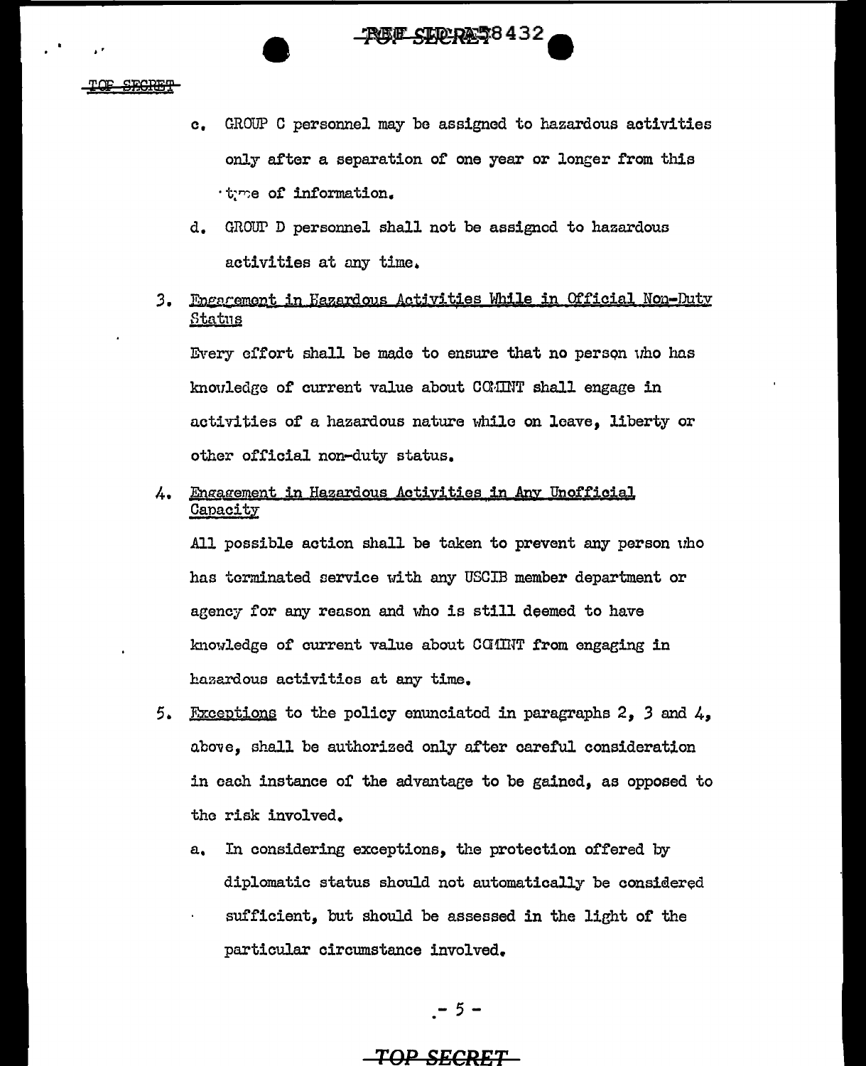c. GROUP C personnel may be assigned to hazardous activities only after a separation of one year or longer from this type of information.

d. GROUP D personnel shall not be assigned to hazardous activities at any time.

3. Engagement in Hazardous Activities While in Official Non-Duty Status

Every effort shall be made to ensure that no person who has knowledge of current value about COMINT shall engage in activities of a hazardous nature while on leave, liberty or other official non-duty status.

4. Engagement in Hazardous Activities in Any Unofficial Capacity

All possible action shall be taken to prevent any person who has terminated service with any USCIB member department or agency for any reason and who is still deemed to have knowledge of current value about COMINT from engaging in hazardous activities at any time.

5. Exceptions to the policy enunciated in paragraphs 2, 3 and 4, above, shall be authorized only after careful consideration in each instance of the advantage to be gained, as opposed to the risk involved.

   a. In considering exceptions, the protection offered by diplomatic status should not automatically be considered sufficient, but should be assessed in the light of the particular circumstance involved.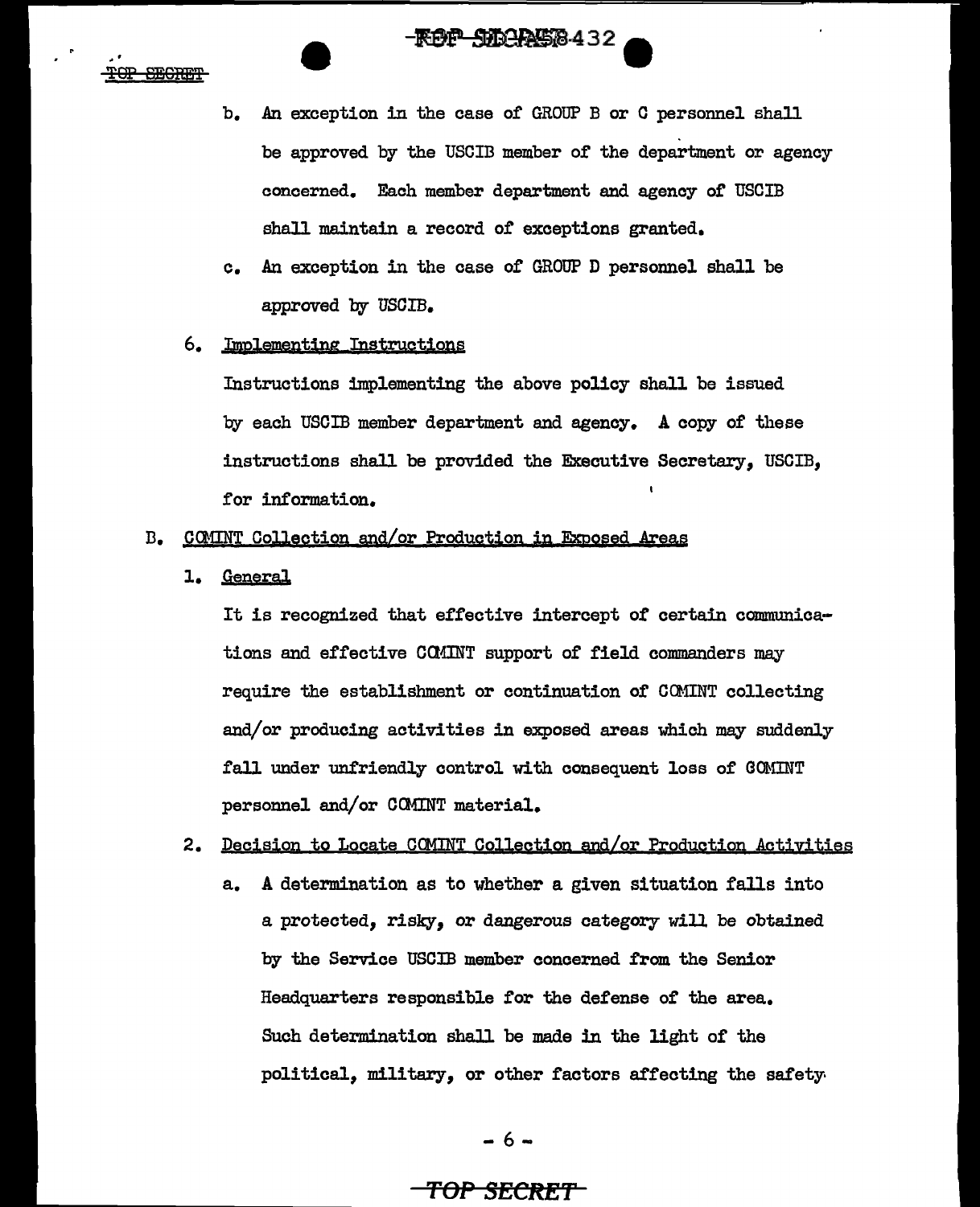b. An exception in the case of GROUP B or C personnel shall be approved by the USCIB member of the department or agency concerned. Each member department and agency of USCIB shall maintain a record of exceptions granted.

c. An exception in the case of GROUP D personnel shall be approved by USCIB.

6. Implementing Instructions

Instructions implementing the above policy shall be issued by each USCIB member department and agency. A copy of these instructions shall be provided the Executive Secretary, USCIB, for information.

B. COMINT Collection and/or Production in Exposed Areas

1. General

It is recognized that effective intercept of certain communications and effective COMINT support of field commanders may require the establishment or continuation of COMINT collecting and/or producing activities in exposed areas which may suddenly fall under unfriendly control with consequent loss of COMINT personnel and/or COMINT material.

2. Decision to Locate COMINT Collection and/or Production Activities

a. A determination as to whether a given situation falls into a protected, risky, or dangerous category will be obtained by the Service USCIB member concerned from the Senior Headquarters responsible for the defense of the area. Such determination shall be made in the light of the political, military, or other factors affecting the safety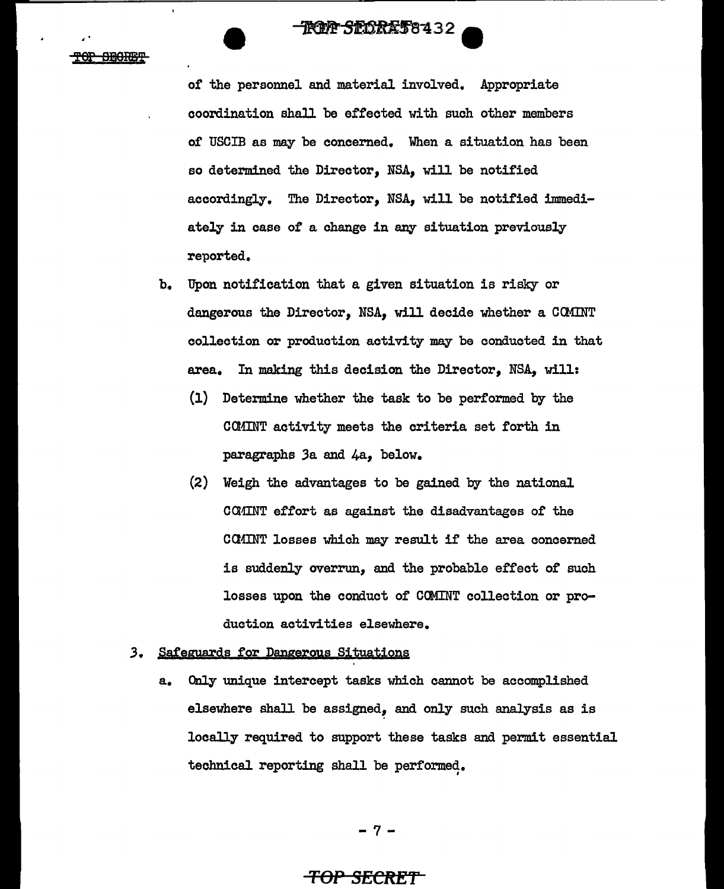of the personnel and material involved. Appropriate coordination shall be effected with such other members of USCIB as may be concerned. When a situation has been so determined the Director, NSA, will be notified accordingly. The Director, NSA, will be notified immediately in case of a change in any situation previously reported.

b. Upon notification that a given situation is risky or dangerous the Director, NSA, will decide whether a COMINT collection or production activity may be conducted in that area. In making this decision the Director, NSA, will:

   (1) Determine whether the task to be performed by the COMINT activity meets the criteria set forth in paragraphs 3a and 4a, below.

   (2) Weigh the advantages to be gained by the national COMINT effort as against the disadvantages of the COMINT losses which may result if the area concerned is suddenly overrun, and the probable effect of such losses upon the conduct of COMINT collection or production activities elsewhere.

3. Safeguards for Dangerous Situations

   a. Only unique intercept tasks which cannot be accomplished elsewhere shall be assigned, and only such analysis as is locally required to support these tasks and permit essential technical reporting shall be performed.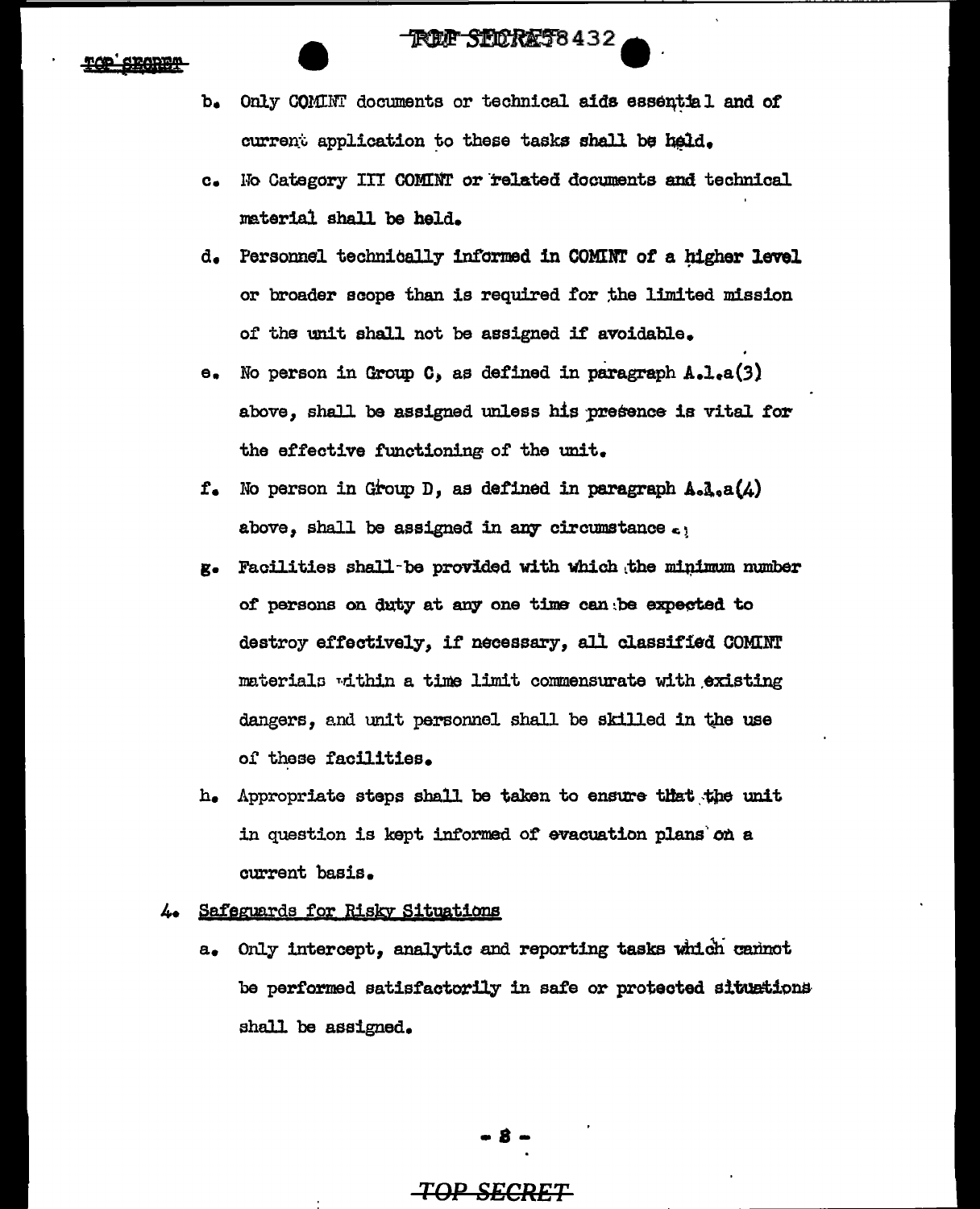b. Only COMINT documents or technical aids essential and of current application to these tasks shall be held.

c. No Category III COMINT or related documents and technical material shall be held.

d. Personnel technically informed in COMINT of a higher level or broader scope than is required for the limited mission of the unit shall not be assigned if avoidable.

e. No person in Group C, as defined in paragraph A.1.a(3) above, shall be assigned unless his presence is vital for the effective functioning of the unit.

f. No person in Group D, as defined in paragraph A.1.a(4) above, shall be assigned in any circumstance.

g. Facilities shall be provided with which the minimum number of persons on duty at any one time can be expected to destroy effectively, if necessary, all classified COMINT materials within a time limit commensurate with existing dangers, and unit personnel shall be skilled in the use of these facilities.

h. Appropriate steps shall be taken to ensure that the unit in question is kept informed of evacuation plans on a current basis.

4. Safeguards for Risky Situations

a. Only intercept, analytic and reporting tasks which cannot be performed satisfactorily in safe or protected situations shall be assigned.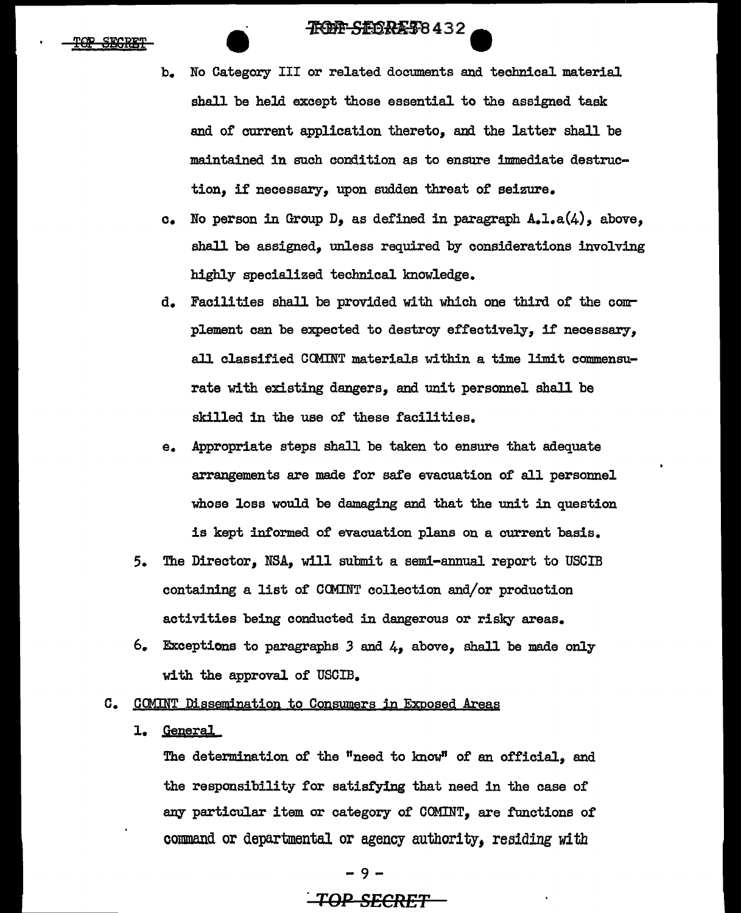b. No Category III or related documents and technical material shall be held except those essential to the assigned task and of current application thereto, and the latter shall be maintained in such condition as to ensure immediate destruction, if necessary, upon sudden threat of seizure.

c. No person in Group D, as defined in paragraph A.1.a(4), above, shall be assigned, unless required by considerations involving highly specialized technical knowledge.

d. Facilities shall be provided with which one third of the complement can be expected to destroy effectively, if necessary, all classified COMINT materials within a time limit commensurate with existing dangers, and unit personnel shall be skilled in the use of these facilities.

e. Appropriate steps shall be taken to ensure that adequate arrangements are made for safe evacuation of all personnel whose loss would be damaging and that the unit in question is kept informed of evacuation plans on a current basis.

5. The Director, NSA, will submit a semi-annual report to USCIB containing a list of COMINT collection and/or production activities being conducted in dangerous or risky areas.

6. Exceptions to paragraphs 3 and 4, above, shall be made only with the approval of USCIB.

C. COMINT Dissemination to Consumers in Exposed Areas

1. General

The determination of the "need to know" of an official, and the responsibility for satisfying that need in the case of any particular item or category of COMINT, are functions of command or departmental or agency authority, residing with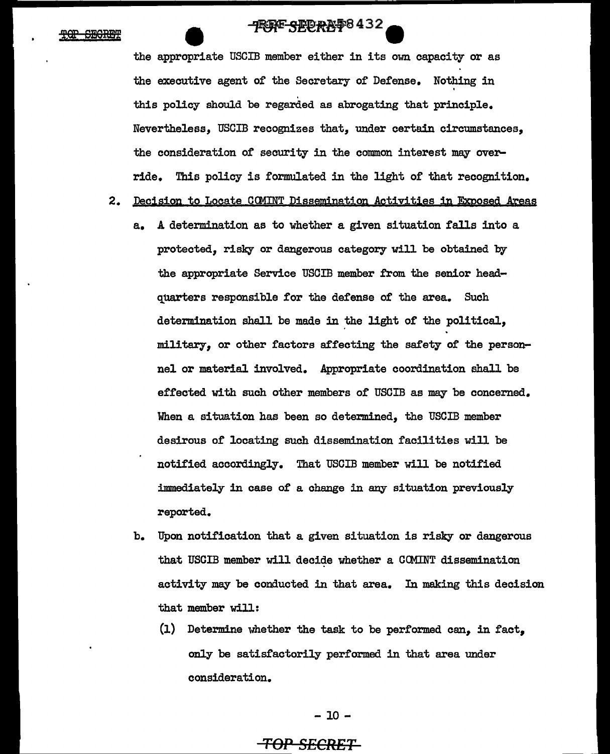the appropriate USCIB member either in its own capacity or as the executive agent of the Secretary of Defense. Nothing in this policy should be regarded as abrogating that principle. Nevertheless, USCIB recognizes that, under certain circumstances, the consideration of security in the common interest may override. This policy is formulated in the light of that recognition.

2. Decision to Locate COMINT Dissemination Activities in Exposed Areas

a. A determination as to whether a given situation falls into a protected, risky or dangerous category will be obtained by the appropriate Service USCIB member from the senior headquarters responsible for the defense of the area. Such determination shall be made in the light of the political, military, or other factors affecting the safety of the personnel or material involved. Appropriate coordination shall be effected with such other members of USCIB as may be concerned. When a situation has been so determined, the USCIB member desirous of locating such dissemination facilities will be notified accordingly. That USCIB member will be notified immediately in case of a change in any situation previously reported.

b. Upon notification that a given situation is risky or dangerous that USCIB member will decide whether a COMINT dissemination activity may be conducted in that area. In making this decision that member will:

(1) Determine whether the task to be performed can, in fact, only be satisfactorily performed in that area under consideration.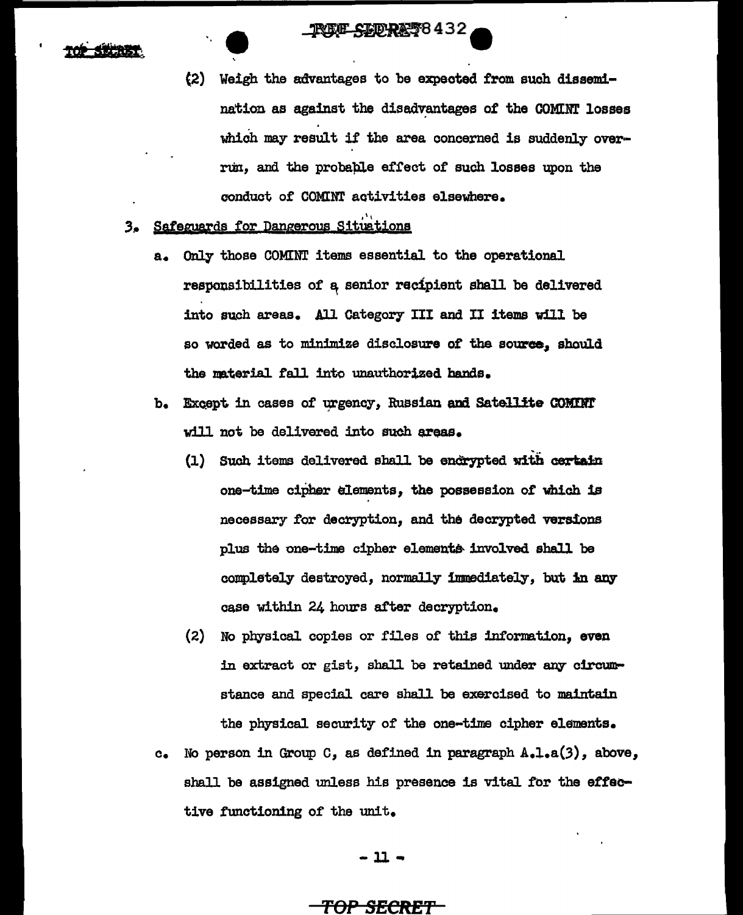(2) Weigh the advantages to be expected from such dissemination as against the disadvantages of the COMINT losses which may result if the area concerned is suddenly overrun, and the probable effect of such losses upon the conduct of COMINT activities elsewhere.

3. Safeguards for Dangerous Situations

a. Only those COMINT items essential to the operational responsibilities of a senior recipient shall be delivered into such areas. All Category III and II items will be so worded as to minimize disclosure of the source, should the material fall into unauthorized hands.

b. Except in cases of urgency, Russian and Satellite COMINT will not be delivered into such areas.

(1) Such items delivered shall be encrypted with certain one-time cipher elements, the possession of which is necessary for decryption, and the decrypted versions plus the one-time cipher elements involved shall be completely destroyed, normally immediately, but in any case within 24 hours after decryption.

(2) No physical copies or files of this information, even in extract or gist, shall be retained under any circumstance and special care shall be exercised to maintain the physical security of the one-time cipher elements.

c. No person in Group C, as defined in paragraph A.1.a(3), above, shall be assigned unless his presence is vital for the effective functioning of the unit.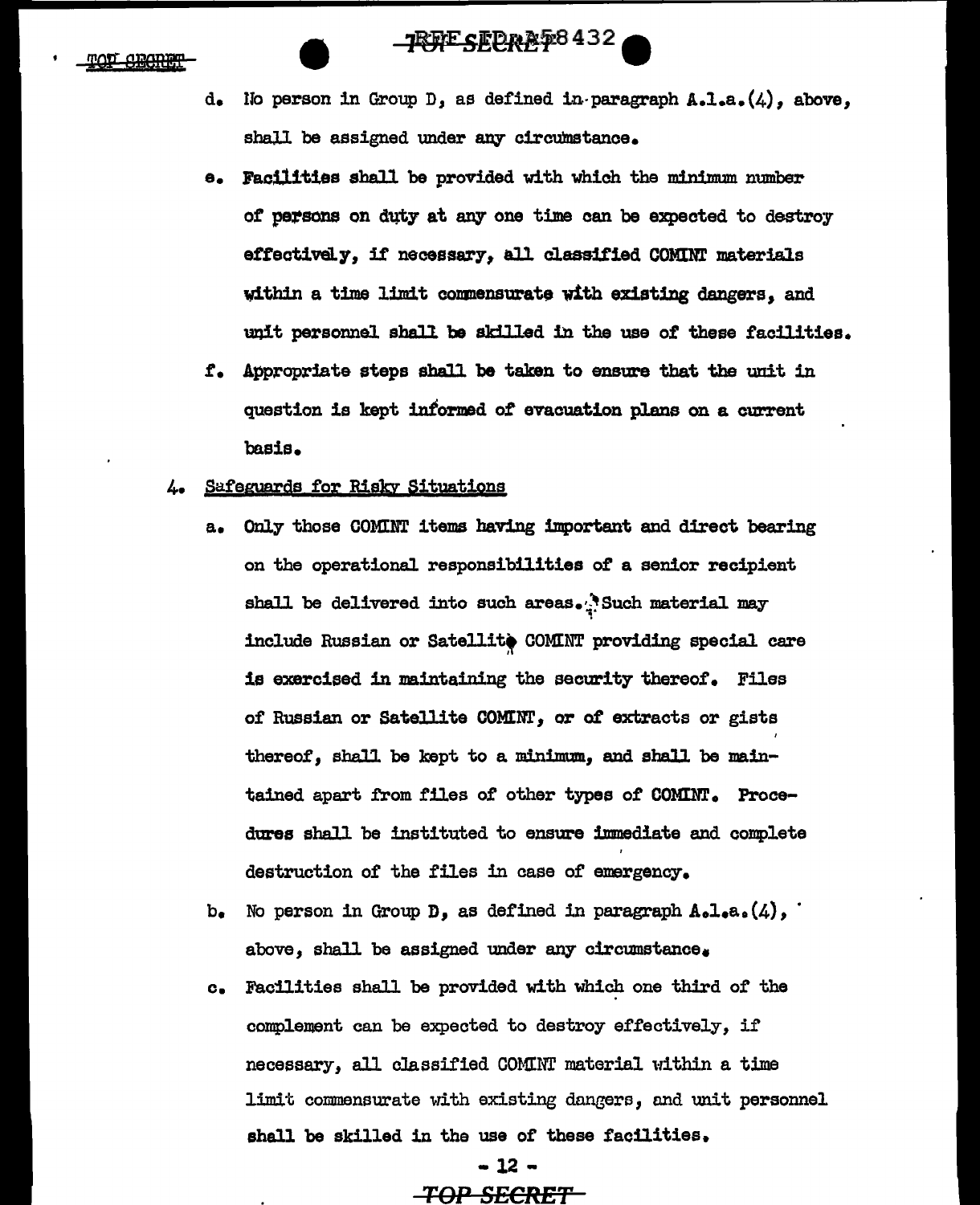d. No person in Group D, as defined in paragraph A.1.a.(4), above, shall be assigned under any circumstance.

e. Facilities shall be provided with which the minimum number of persons on duty at any one time can be expected to destroy effectively, if necessary, all classified COMINT materials within a time limit commensurate with existing dangers, and unit personnel shall be skilled in the use of these facilities.

f. Appropriate steps shall be taken to ensure that the unit in question is kept informed of evacuation plans on a current basis.

4. Safeguards for Risky Situations

a. Only those COMINT items having important and direct bearing on the operational responsibilities of a senior recipient shall be delivered into such areas. Such material may include Russian or Satellite COMINT providing special care is exercised in maintaining the security thereof. Files of Russian or Satellite COMINT, or of extracts or gists thereof, shall be kept to a minimum, and shall be maintained apart from files of other types of COMINT. Procedures shall be instituted to ensure immediate and complete destruction of the files in case of emergency.

b. No person in Group D, as defined in paragraph A.1.a.(4), above, shall be assigned under any circumstance.

c. Facilities shall be provided with which one third of the complement can be expected to destroy effectively, if necessary, all classified COMINT material within a time limit commensurate with existing dangers, and unit personnel shall be skilled in the use of these facilities.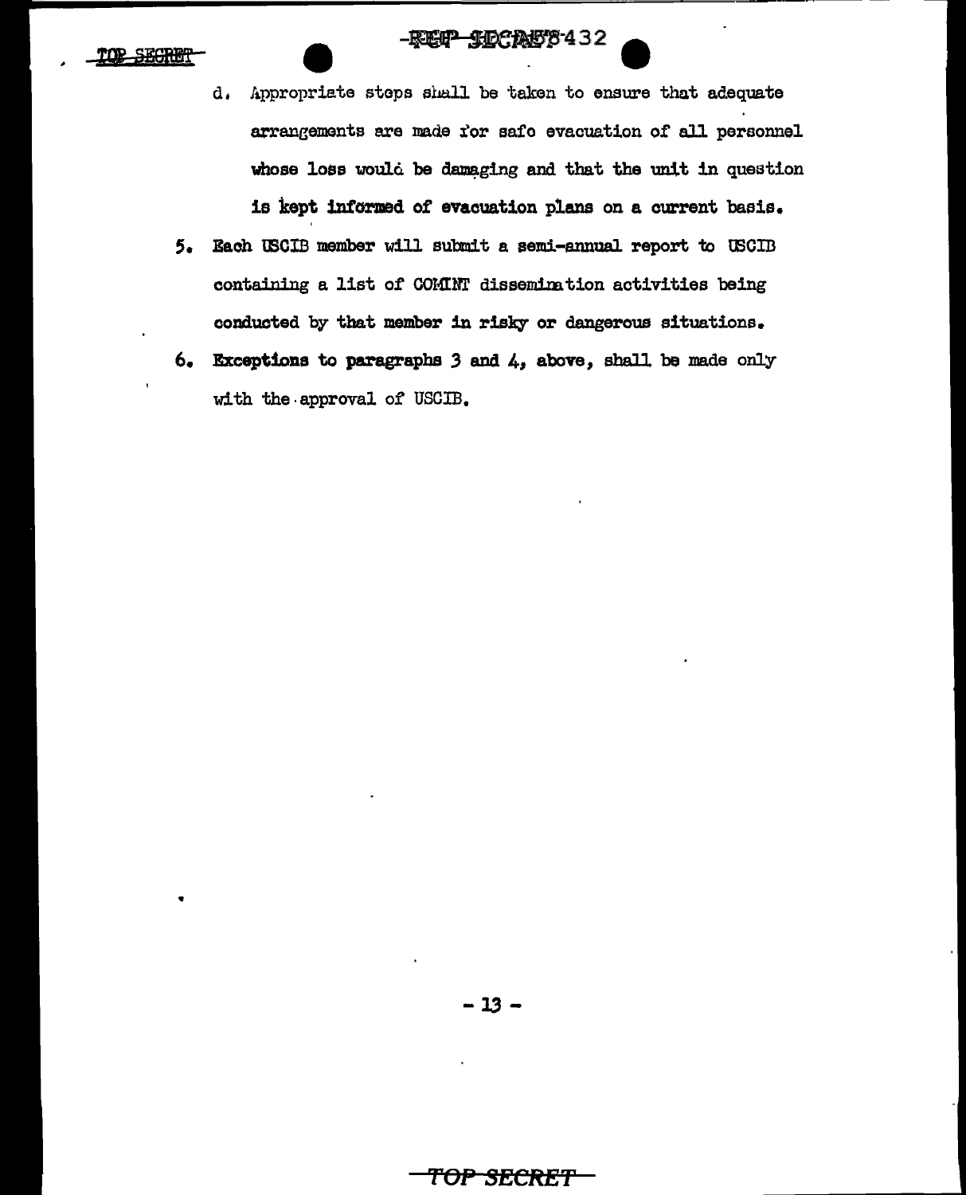d. Appropriate steps shall be taken to ensure that adequate arrangements are made for safe evacuation of all personnel whose loss would be damaging and that the unit in question is kept informed of evacuation plans on a current basis.

5. Each USCIB member will submit a semi-annual report to USCIB containing a list of COMINT dissemination activities being conducted by that member in risky or dangerous situations.

6. Exceptions to paragraphs 3 and 4, above, shall be made only with the approval of USCIB.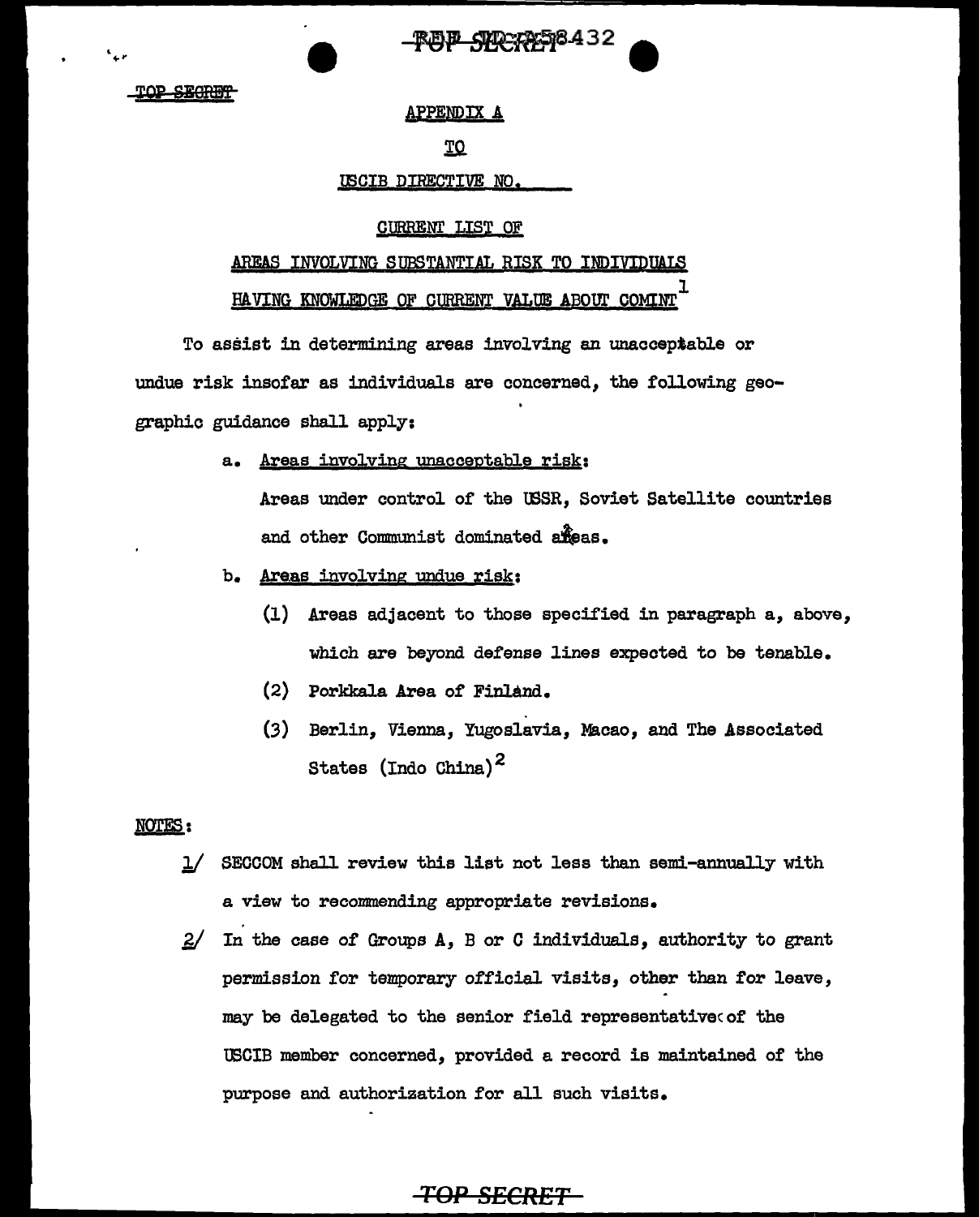TOP SECRET

APPENDIX A

TO

USCIB DIRECTIVE NO. \_\_\_\_\_

CURRENT LIST OF

AREAS INVOLVING SUBSTANTIAL RISK TO INDIVIDUALS

HAVING KNOWLEDGE OF CURRENT VALUE ABOUT COMINT[1]

To assist in determining areas involving an unacceptable or undue risk insofar as individuals are concerned, the following geographic guidance shall apply:

a. Areas involving unacceptable risk:

Areas under control of the USSR, Soviet Satellite countries and other Communist dominated areas.

b. Areas involving undue risk:

(1) Areas adjacent to those specified in paragraph a, above, which are beyond defense lines expected to be tenable.

(2) Porkkala Area of Finland.

(3) Berlin, Vienna, Yugoslavia, Macao, and The Associated States (Indo China)[2]

NOTES:

1/ SECCOM shall review this list not less than semi-annually with a view to recommending appropriate revisions.

2/ In the case of Groups A, B or C individuals, authority to grant permission for temporary official visits, other than for leave, may be delegated to the senior field representative of the USCIB member concerned, provided a record is maintained of the purpose and authorization for all such visits.

TOP SECRET